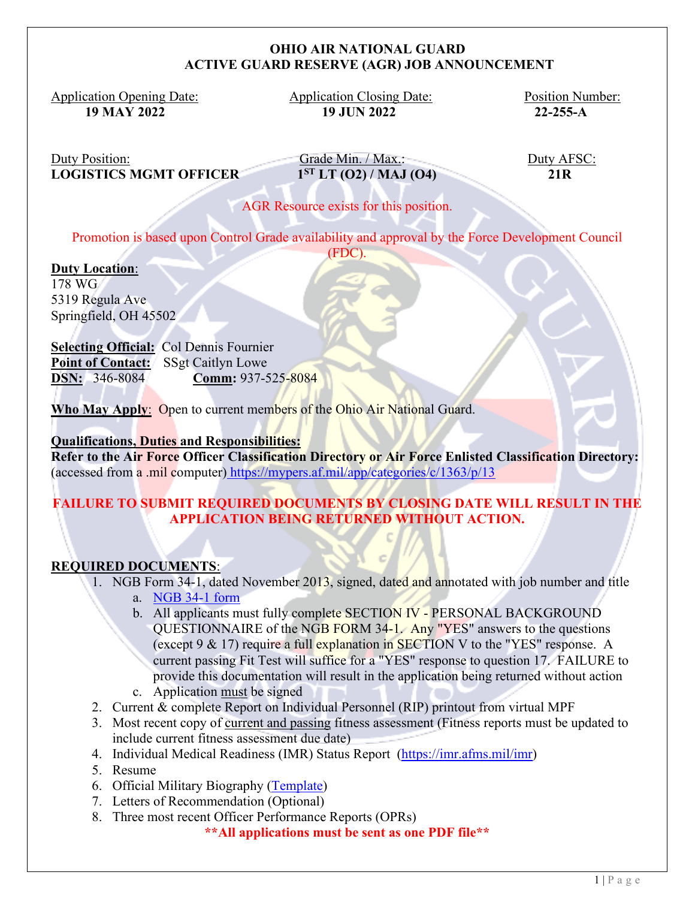**OHIO AIR NATIONAL GUARD**
**ACTIVE GUARD RESERVE (AGR) JOB ANNOUNCEMENT**

| Application Opening Date: | Application Closing Date: | Position Number: |
|---|---|---|
| **19 MAY 2022** | **19 JUN 2022** | **22-255-A** |

| Duty Position: | Grade Min. / Max.: | Duty AFSC: |
|---|---|---|
| **LOGISTICS MGMT OFFICER** | **1ST LT (O2) / MAJ (O4)** | **21R** |

AGR Resource exists for this position.

Promotion is based upon Control Grade availability and approval by the Force Development Council (FDC).

**Duty Location**:
178 WG
5319 Regula Ave
Springfield, OH 45502

**Selecting Official:** Col Dennis Fournier
**Point of Contact:** SSgt Caitlyn Lowe
**DSN:** 346-8084 **Comm:** 937-525-8084

**Who May Apply**: Open to current members of the Ohio Air National Guard.

**Qualifications, Duties and Responsibilities:**
**Refer to the Air Force Officer Classification Directory or Air Force Enlisted Classification Directory:** (accessed from a .mil computer) https://mypers.af.mil/app/categories/c/1363/p/13

**FAILURE TO SUBMIT REQUIRED DOCUMENTS BY CLOSING DATE WILL RESULT IN THE APPLICATION BEING RETURNED WITHOUT ACTION.**

**REQUIRED DOCUMENTS**:

1. NGB Form 34-1, dated November 2013, signed, dated and annotated with job number and title
   a. NGB 34-1 form
   b. All applicants must fully complete SECTION IV - PERSONAL BACKGROUND QUESTIONNAIRE of the NGB FORM 34-1. Any "YES" answers to the questions (except 9 & 17) require a full explanation in SECTION V to the "YES" response. A current passing Fit Test will suffice for a "YES" response to question 17. FAILURE to provide this documentation will result in the application being returned without action
   c. Application must be signed
2. Current & complete Report on Individual Personnel (RIP) printout from virtual MPF
3. Most recent copy of current and passing fitness assessment (Fitness reports must be updated to include current fitness assessment due date)
4. Individual Medical Readiness (IMR) Status Report (https://imr.afms.mil/imr)
5. Resume
6. Official Military Biography (Template)
7. Letters of Recommendation (Optional)
8. Three most recent Officer Performance Reports (OPRs)

**\*\*All applications must be sent as one PDF file\*\***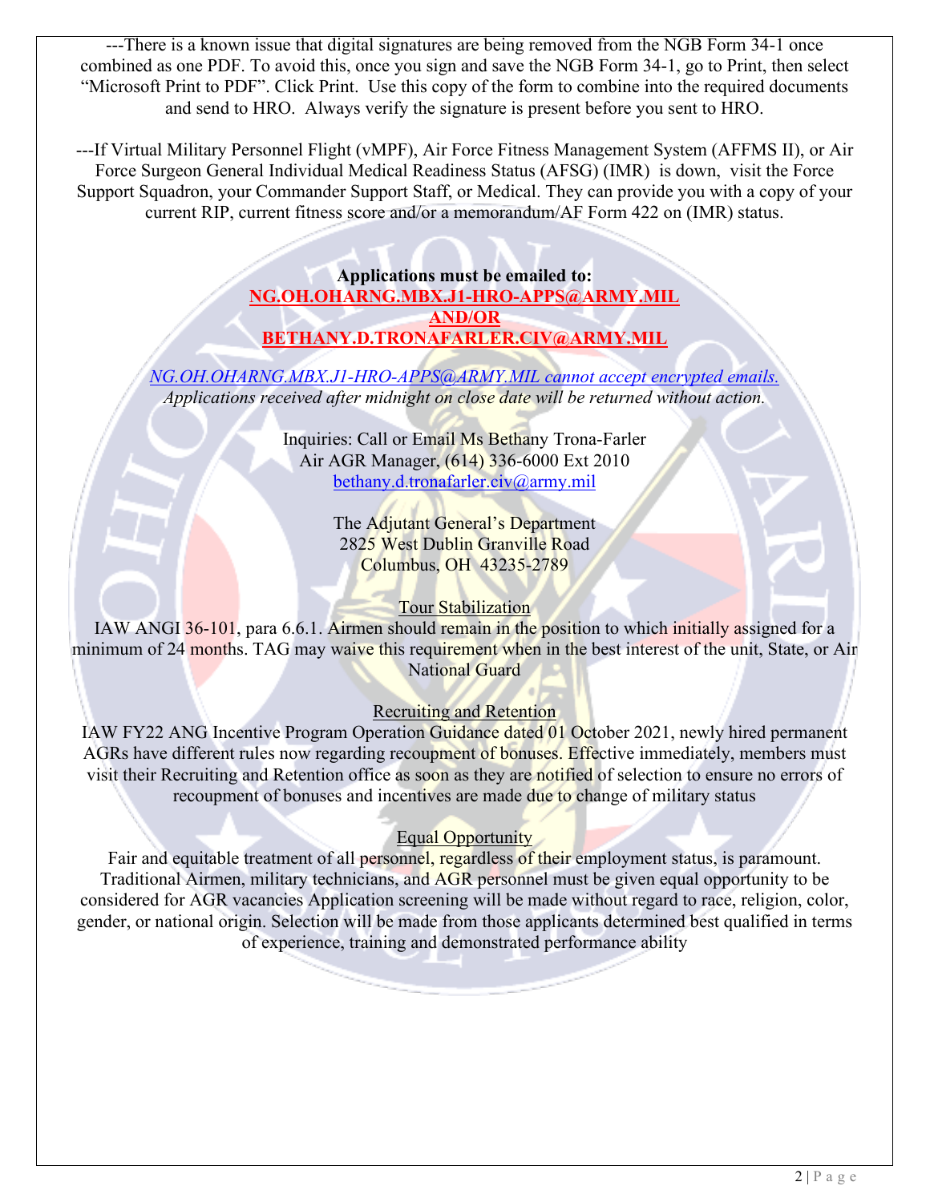---There is a known issue that digital signatures are being removed from the NGB Form 34-1 once combined as one PDF. To avoid this, once you sign and save the NGB Form 34-1, go to Print, then select "Microsoft Print to PDF". Click Print. Use this copy of the form to combine into the required documents and send to HRO. Always verify the signature is present before you sent to HRO.

---If Virtual Military Personnel Flight (vMPF), Air Force Fitness Management System (AFFMS II), or Air Force Surgeon General Individual Medical Readiness Status (AFSG) (IMR) is down, visit the Force Support Squadron, your Commander Support Staff, or Medical. They can provide you with a copy of your current RIP, current fitness score and/or a memorandum/AF Form 422 on (IMR) status.

**Applications must be emailed to:**
**NG.OH.OHARNG.MBX.J1-HRO-APPS@ARMY.MIL**
**AND/OR**
**BETHANY.D.TRONAFARLER.CIV@ARMY.MIL**

*NG.OH.OHARNG.MBX.J1-HRO-APPS@ARMY.MIL cannot accept encrypted emails.*
*Applications received after midnight on close date will be returned without action.*

Inquiries: Call or Email Ms Bethany Trona-Farler
Air AGR Manager, (614) 336-6000 Ext 2010
bethany.d.tronafarler.civ@army.mil

The Adjutant General's Department
2825 West Dublin Granville Road
Columbus, OH 43235-2789

Tour Stabilization

IAW ANGI 36-101, para 6.6.1. Airmen should remain in the position to which initially assigned for a minimum of 24 months. TAG may waive this requirement when in the best interest of the unit, State, or Air National Guard

Recruiting and Retention

IAW FY22 ANG Incentive Program Operation Guidance dated 01 October 2021, newly hired permanent AGRs have different rules now regarding recoupment of bonuses. Effective immediately, members must visit their Recruiting and Retention office as soon as they are notified of selection to ensure no errors of recoupment of bonuses and incentives are made due to change of military status

Equal Opportunity

Fair and equitable treatment of all personnel, regardless of their employment status, is paramount. Traditional Airmen, military technicians, and AGR personnel must be given equal opportunity to be considered for AGR vacancies Application screening will be made without regard to race, religion, color, gender, or national origin. Selection will be made from those applicants determined best qualified in terms of experience, training and demonstrated performance ability